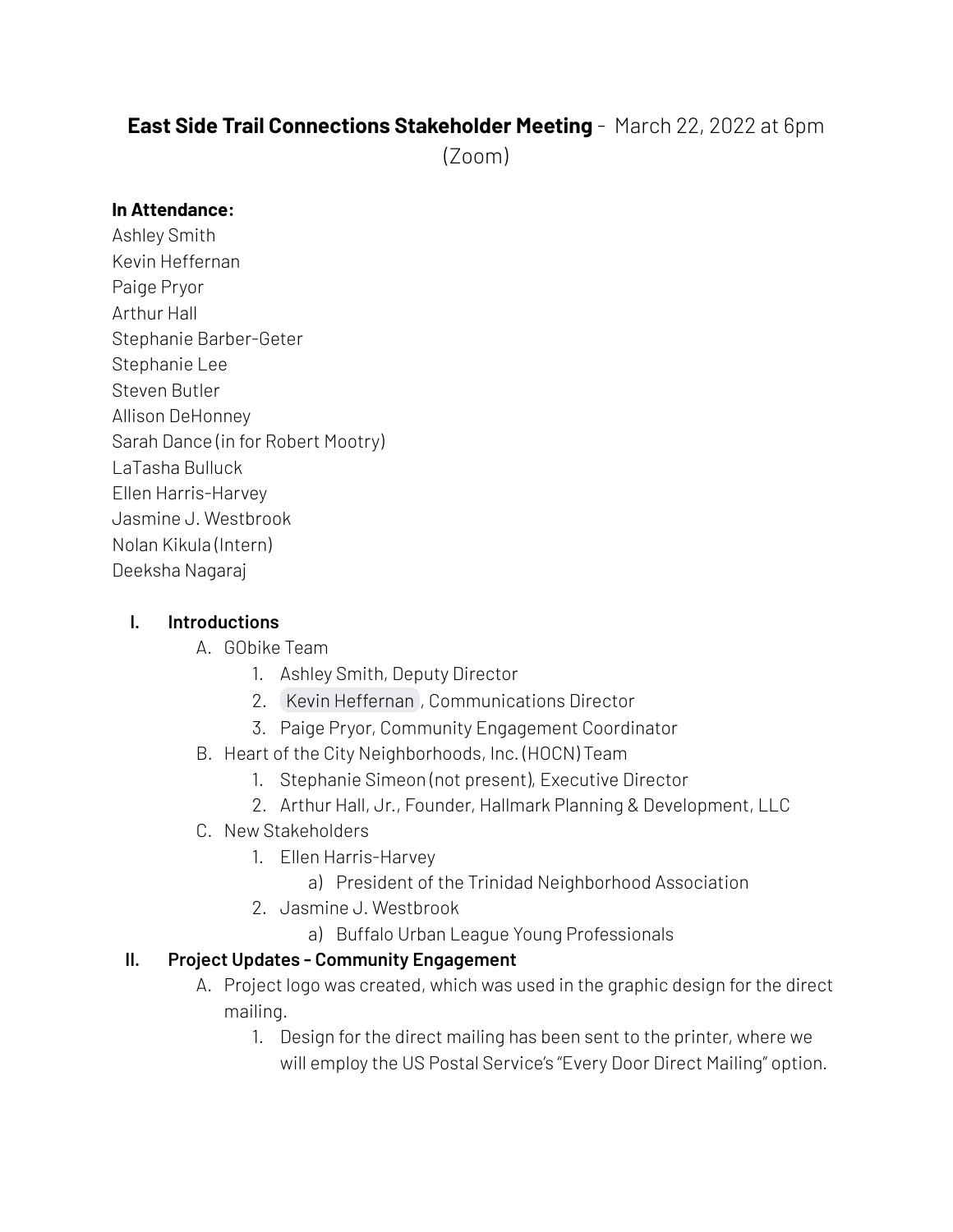**East Side Trail Connections Stakeholder Meeting** - March 22, 2022 at 6pm (Zoom)

**In Attendance:**

Ashley Smith
Kevin Heffernan
Paige Pryor
Arthur Hall
Stephanie Barber-Geter
Stephanie Lee
Steven Butler
Allison DeHonney
Sarah Dance (in for Robert Mootry)
LaTasha Bulluck
Ellen Harris-Harvey
Jasmine J. Westbrook
Nolan Kikula (Intern)
Deeksha Nagaraj

I. **Introductions**
   A. GObike Team
      1. Ashley Smith, Deputy Director
      2. Kevin Heffernan, Communications Director
      3. Paige Pryor, Community Engagement Coordinator
   B. Heart of the City Neighborhoods, Inc. (HOCN) Team
      1. Stephanie Simeon (not present), Executive Director
      2. Arthur Hall, Jr., Founder, Hallmark Planning & Development, LLC
   C. New Stakeholders
      1. Ellen Harris-Harvey
         a) President of the Trinidad Neighborhood Association
      2. Jasmine J. Westbrook
         a) Buffalo Urban League Young Professionals

II. **Project Updates - Community Engagement**
   A. Project logo was created, which was used in the graphic design for the direct mailing.
      1. Design for the direct mailing has been sent to the printer, where we will employ the US Postal Service's "Every Door Direct Mailing" option.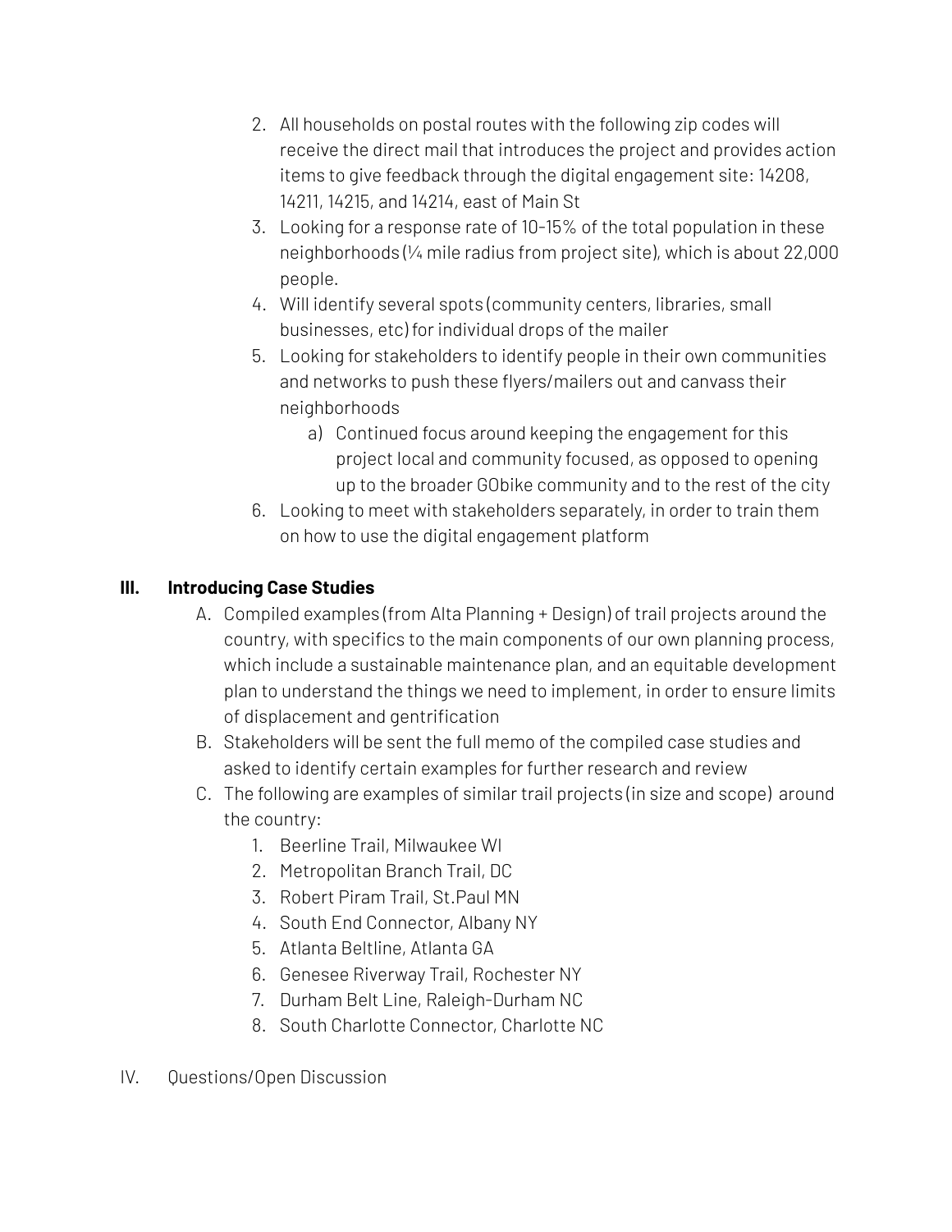2. All households on postal routes with the following zip codes will receive the direct mail that introduces the project and provides action items to give feedback through the digital engagement site: 14208, 14211, 14215, and 14214, east of Main St
3. Looking for a response rate of 10-15% of the total population in these neighborhoods (¼ mile radius from project site), which is about 22,000 people.
4. Will identify several spots (community centers, libraries, small businesses, etc) for individual drops of the mailer
5. Looking for stakeholders to identify people in their own communities and networks to push these flyers/mailers out and canvass their neighborhoods
    a) Continued focus around keeping the engagement for this project local and community focused, as opposed to opening up to the broader GObike community and to the rest of the city
6. Looking to meet with stakeholders separately, in order to train them on how to use the digital engagement platform

**III. Introducing Case Studies**

A. Compiled examples (from Alta Planning + Design) of trail projects around the country, with specifics to the main components of our own planning process, which include a sustainable maintenance plan, and an equitable development plan to understand the things we need to implement, in order to ensure limits of displacement and gentrification

B. Stakeholders will be sent the full memo of the compiled case studies and asked to identify certain examples for further research and review

C. The following are examples of similar trail projects (in size and scope) around the country:

1. Beerline Trail, Milwaukee WI
2. Metropolitan Branch Trail, DC
3. Robert Piram Trail, St.Paul MN
4. South End Connector, Albany NY
5. Atlanta Beltline, Atlanta GA
6. Genesee Riverway Trail, Rochester NY
7. Durham Belt Line, Raleigh-Durham NC
8. South Charlotte Connector, Charlotte NC

IV. Questions/Open Discussion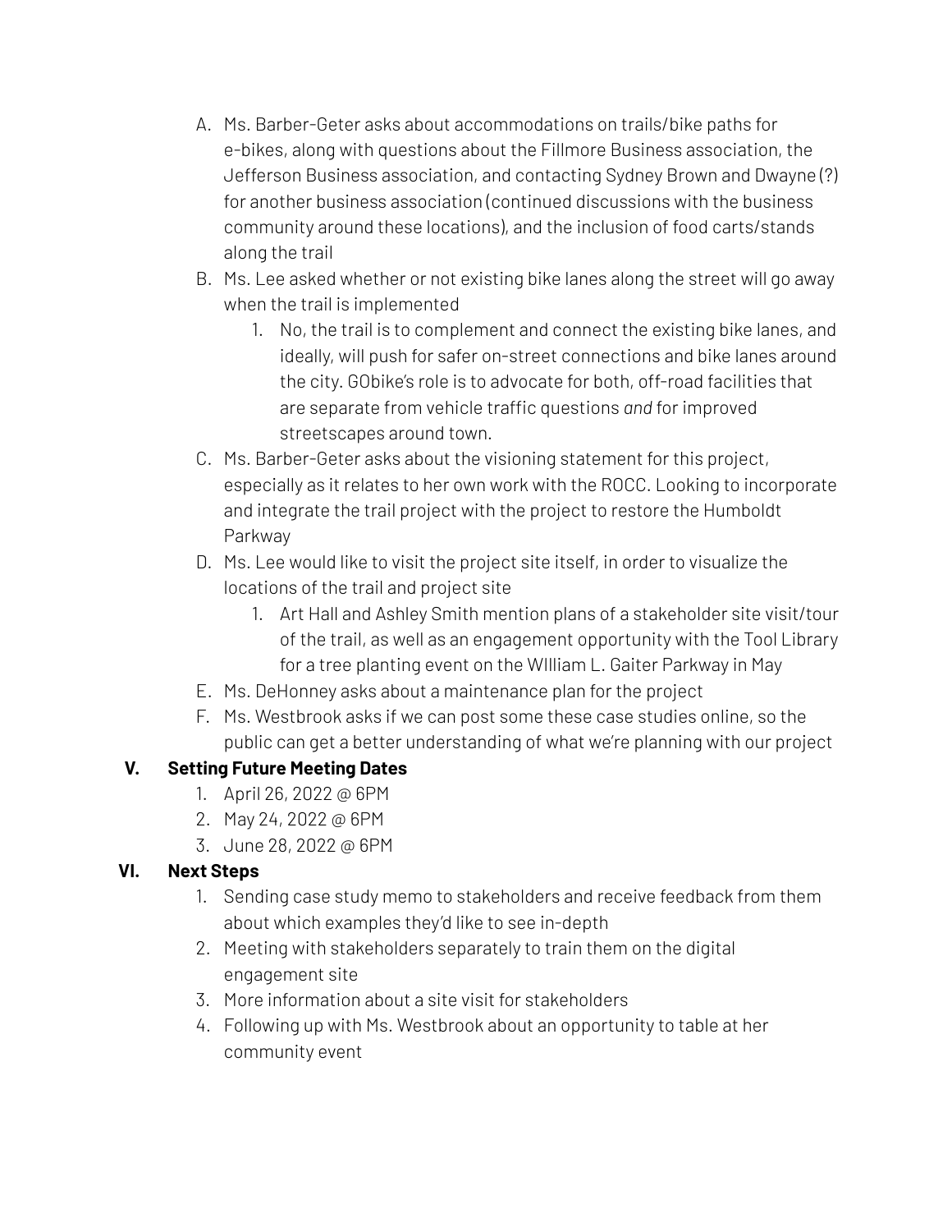A. Ms. Barber-Geter asks about accommodations on trails/bike paths for e-bikes, along with questions about the Fillmore Business association, the Jefferson Business association, and contacting Sydney Brown and Dwayne (?) for another business association (continued discussions with the business community around these locations), and the inclusion of food carts/stands along the trail

B. Ms. Lee asked whether or not existing bike lanes along the street will go away when the trail is implemented

   1. No, the trail is to complement and connect the existing bike lanes, and ideally, will push for safer on-street connections and bike lanes around the city. GObike's role is to advocate for both, off-road facilities that are separate from vehicle traffic questions *and* for improved streetscapes around town.

C. Ms. Barber-Geter asks about the visioning statement for this project, especially as it relates to her own work with the ROCC. Looking to incorporate and integrate the trail project with the project to restore the Humboldt Parkway

D. Ms. Lee would like to visit the project site itself, in order to visualize the locations of the trail and project site

   1. Art Hall and Ashley Smith mention plans of a stakeholder site visit/tour of the trail, as well as an engagement opportunity with the Tool Library for a tree planting event on the WIlliam L. Gaiter Parkway in May

E. Ms. DeHonney asks about a maintenance plan for the project

F. Ms. Westbrook asks if we can post some these case studies online, so the public can get a better understanding of what we're planning with our project

## V. Setting Future Meeting Dates

1. April 26, 2022 @ 6PM
2. May 24, 2022 @ 6PM
3. June 28, 2022 @ 6PM

## VI. Next Steps

1. Sending case study memo to stakeholders and receive feedback from them about which examples they'd like to see in-depth
2. Meeting with stakeholders separately to train them on the digital engagement site
3. More information about a site visit for stakeholders
4. Following up with Ms. Westbrook about an opportunity to table at her community event